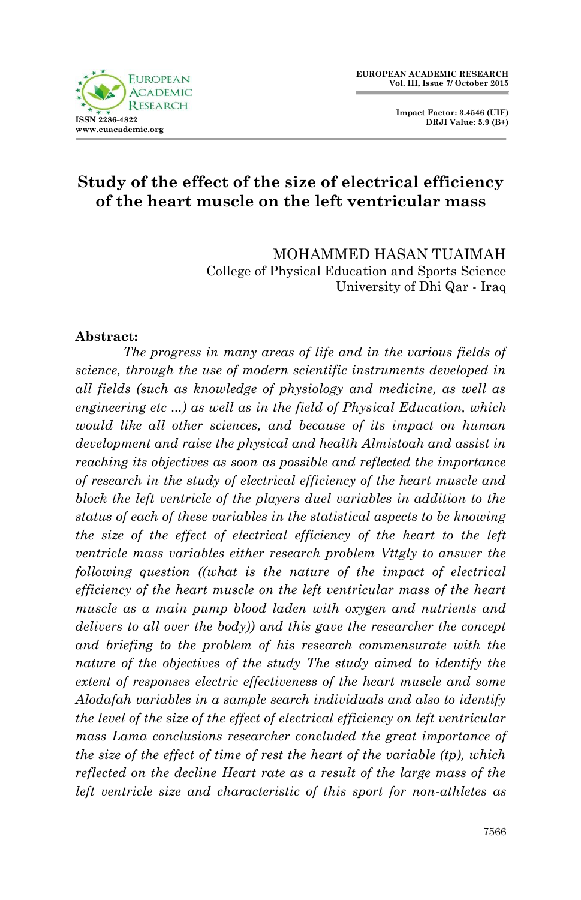# Study of the effect of the size of electrical efficiency of the heart muscle on the left ventricular mass

MOHAMMED HASAN TUAIMAH
College of Physical Education and Sports Science
University of Dhi Qar - Iraq

**Abstract:**

*The progress in many areas of life and in the various fields of science, through the use of modern scientific instruments developed in all fields (such as knowledge of physiology and medicine, as well as engineering etc ...) as well as in the field of Physical Education, which would like all other sciences, and because of its impact on human development and raise the physical and health Almistoah and assist in reaching its objectives as soon as possible and reflected the importance of research in the study of electrical efficiency of the heart muscle and block the left ventricle of the players duel variables in addition to the status of each of these variables in the statistical aspects to be knowing the size of the effect of electrical efficiency of the heart to the left ventricle mass variables either research problem Vttgly to answer the following question ((what is the nature of the impact of electrical efficiency of the heart muscle on the left ventricular mass of the heart muscle as a main pump blood laden with oxygen and nutrients and delivers to all over the body)) and this gave the researcher the concept and briefing to the problem of his research commensurate with the nature of the objectives of the study The study aimed to identify the extent of responses electric effectiveness of the heart muscle and some Alodafah variables in a sample search individuals and also to identify the level of the size of the effect of electrical efficiency on left ventricular mass Lama conclusions researcher concluded the great importance of the size of the effect of time of rest the heart of the variable (tp), which reflected on the decline Heart rate as a result of the large mass of the left ventricle size and characteristic of this sport for non-athletes as*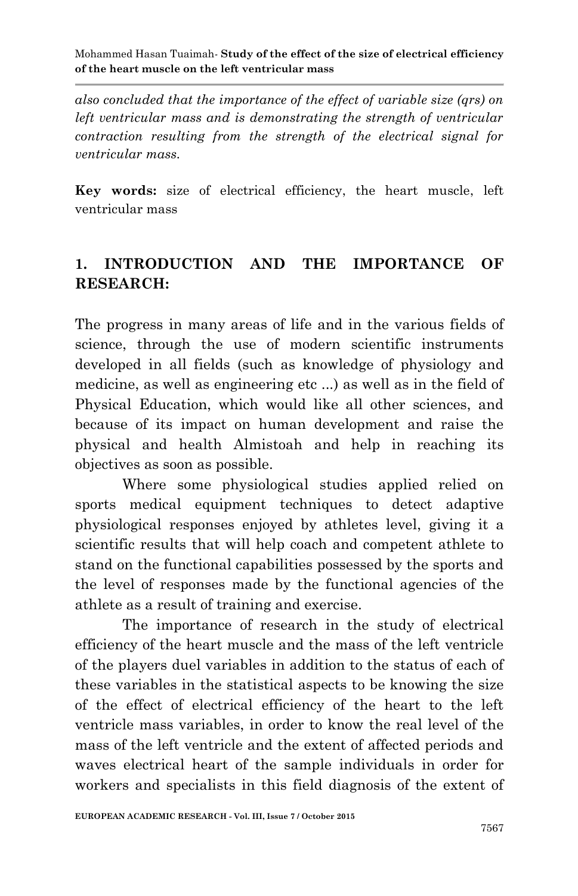*also concluded that the importance of the effect of variable size (qrs) on left ventricular mass and is demonstrating the strength of ventricular contraction resulting from the strength of the electrical signal for ventricular mass.*

**Key words:** size of electrical efficiency, the heart muscle, left ventricular mass

## 1. INTRODUCTION AND THE IMPORTANCE OF RESEARCH:

The progress in many areas of life and in the various fields of science, through the use of modern scientific instruments developed in all fields (such as knowledge of physiology and medicine, as well as engineering etc ...) as well as in the field of Physical Education, which would like all other sciences, and because of its impact on human development and raise the physical and health Almistoah and help in reaching its objectives as soon as possible.

Where some physiological studies applied relied on sports medical equipment techniques to detect adaptive physiological responses enjoyed by athletes level, giving it a scientific results that will help coach and competent athlete to stand on the functional capabilities possessed by the sports and the level of responses made by the functional agencies of the athlete as a result of training and exercise.

The importance of research in the study of electrical efficiency of the heart muscle and the mass of the left ventricle of the players duel variables in addition to the status of each of these variables in the statistical aspects to be knowing the size of the effect of electrical efficiency of the heart to the left ventricle mass variables, in order to know the real level of the mass of the left ventricle and the extent of affected periods and waves electrical heart of the sample individuals in order for workers and specialists in this field diagnosis of the extent of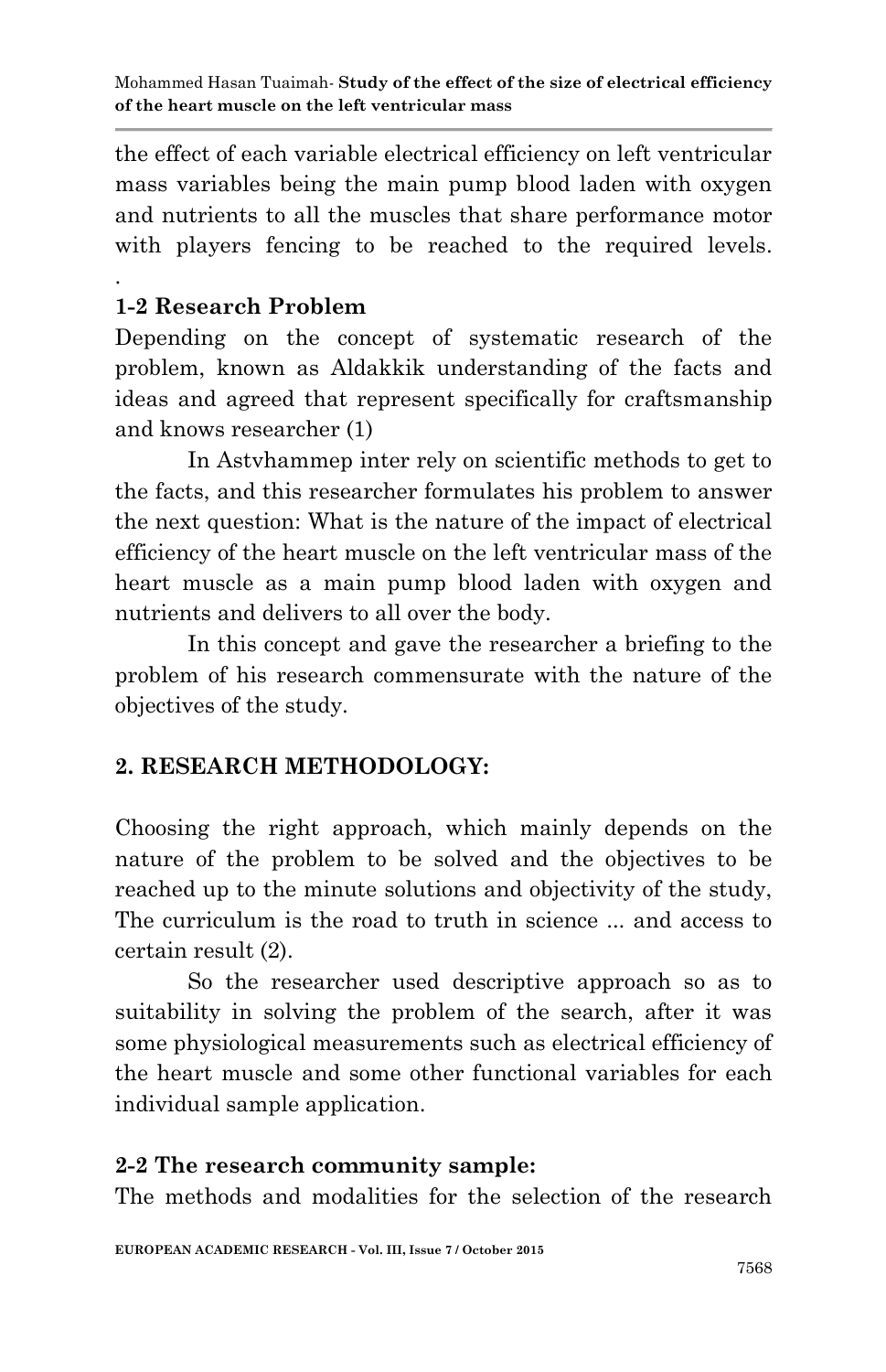the effect of each variable electrical efficiency on left ventricular mass variables being the main pump blood laden with oxygen and nutrients to all the muscles that share performance motor with players fencing to be reached to the required levels.
.

### 1-2 Research Problem

Depending on the concept of systematic research of the problem, known as Aldakkik understanding of the facts and ideas and agreed that represent specifically for craftsmanship and knows researcher (1)

In Astvhammep inter rely on scientific methods to get to the facts, and this researcher formulates his problem to answer the next question: What is the nature of the impact of electrical efficiency of the heart muscle on the left ventricular mass of the heart muscle as a main pump blood laden with oxygen and nutrients and delivers to all over the body.

In this concept and gave the researcher a briefing to the problem of his research commensurate with the nature of the objectives of the study.

## 2. RESEARCH METHODOLOGY:

Choosing the right approach, which mainly depends on the nature of the problem to be solved and the objectives to be reached up to the minute solutions and objectivity of the study, The curriculum is the road to truth in science ... and access to certain result (2).

So the researcher used descriptive approach so as to suitability in solving the problem of the search, after it was some physiological measurements such as electrical efficiency of the heart muscle and some other functional variables for each individual sample application.

### 2-2 The research community sample:

The methods and modalities for the selection of the research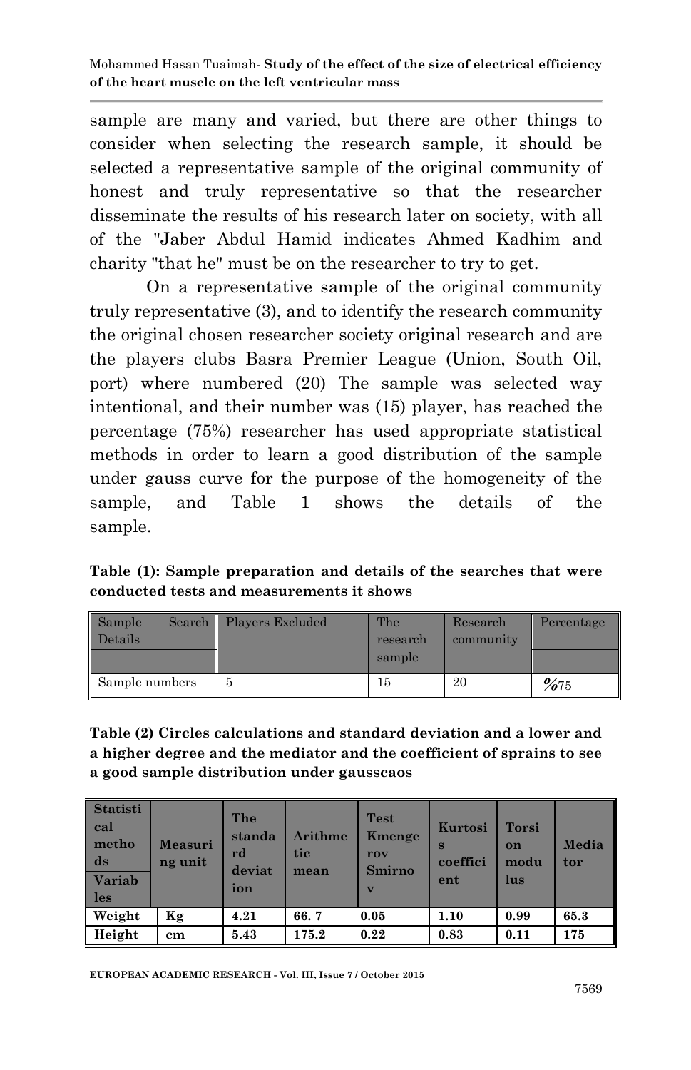sample are many and varied, but there are other things to consider when selecting the research sample, it should be selected a representative sample of the original community of honest and truly representative so that the researcher disseminate the results of his research later on society, with all of the "Jaber Abdul Hamid indicates Ahmed Kadhim and charity "that he" must be on the researcher to try to get.

On a representative sample of the original community truly representative (3), and to identify the research community the original chosen researcher society original research and are the players clubs Basra Premier League (Union, South Oil, port) where numbered (20) The sample was selected way intentional, and their number was (15) player, has reached the percentage (75%) researcher has used appropriate statistical methods in order to learn a good distribution of the sample under gauss curve for the purpose of the homogeneity of the sample, and Table 1 shows the details of the sample.

**Table (1): Sample preparation and details of the searches that were conducted tests and measurements it shows**

| Sample Search Details | Players Excluded | The research sample | Research community | Percentage |
|---|---|---|---|---|
| Sample numbers | 5 | 15 | 20 | %75 |

**Table (2) Circles calculations and standard deviation and a lower and a higher degree and the mediator and the coefficient of sprains to see a good sample distribution under gausscaos**

| Statistical methods / Variables | Measuring unit | The standard deviation | Arithmetic mean | Test Kmengerov Smirnov | Kurtosis coefficient | Torsion modulus | Mediator |
|---|---|---|---|---|---|---|---|
| **Weight** | **Kg** | **4.21** | **66. 7** | **0.05** | **1.10** | **0.99** | **65.3** |
| **Height** | **cm** | **5.43** | **175.2** | **0.22** | **0.83** | **0.11** | **175** |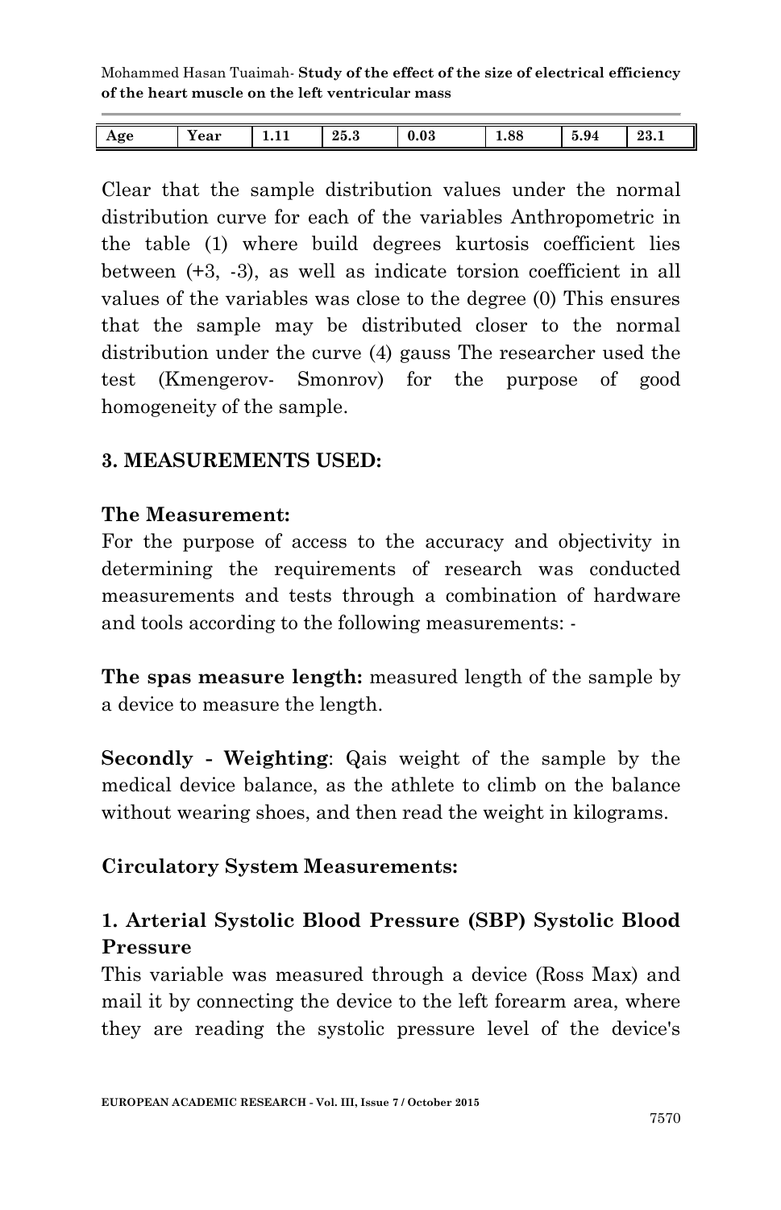| Age | Year | 1.11 | 25.3 | 0.03 | 1.88 | 5.94 | 23.1 |
|---|---|---|---|---|---|---|---|

Clear that the sample distribution values under the normal distribution curve for each of the variables Anthropometric in the table (1) where build degrees kurtosis coefficient lies between (+3, -3), as well as indicate torsion coefficient in all values of the variables was close to the degree (0) This ensures that the sample may be distributed closer to the normal distribution under the curve (4) gauss The researcher used the test (Kmengerov- Smonrov) for the purpose of good homogeneity of the sample.

## 3. MEASUREMENTS USED:

### The Measurement:

For the purpose of access to the accuracy and objectivity in determining the requirements of research was conducted measurements and tests through a combination of hardware and tools according to the following measurements: -

**The spas measure length:** measured length of the sample by a device to measure the length.

**Secondly - Weighting**: Qais weight of the sample by the medical device balance, as the athlete to climb on the balance without wearing shoes, and then read the weight in kilograms.

### Circulatory System Measurements:

### 1. Arterial Systolic Blood Pressure (SBP) Systolic Blood Pressure

This variable was measured through a device (Ross Max) and mail it by connecting the device to the left forearm area, where they are reading the systolic pressure level of the device's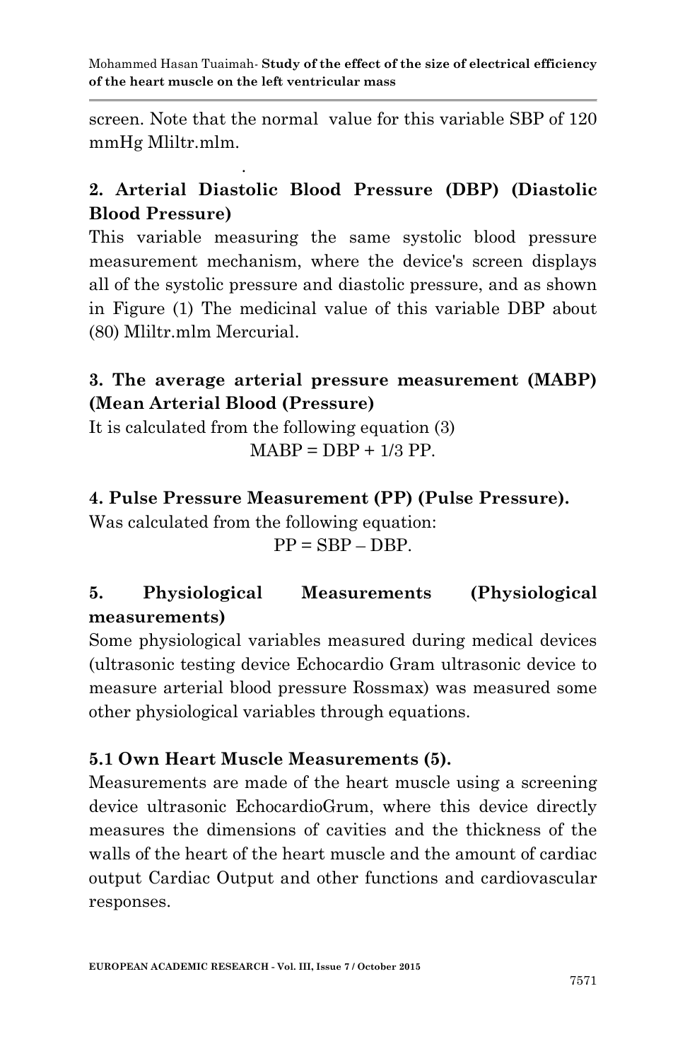screen. Note that the normal value for this variable SBP of 120 mmHg Mliltr.mlm.

.

## 2. Arterial Diastolic Blood Pressure (DBP) (Diastolic Blood Pressure)

This variable measuring the same systolic blood pressure measurement mechanism, where the device's screen displays all of the systolic pressure and diastolic pressure, and as shown in Figure (1) The medicinal value of this variable DBP about (80) Mliltr.mlm Mercurial.

## 3. The average arterial pressure measurement (MABP) (Mean Arterial Blood (Pressure)

It is calculated from the following equation (3)

$$MABP = DBP + 1/3\ PP.$$

## 4. Pulse Pressure Measurement (PP) (Pulse Pressure).

Was calculated from the following equation:

$$PP = SBP – DBP.$$

## 5. Physiological Measurements (Physiological measurements)

Some physiological variables measured during medical devices (ultrasonic testing device Echocardio Gram ultrasonic device to measure arterial blood pressure Rossmax) was measured some other physiological variables through equations.

### 5.1 Own Heart Muscle Measurements (5).

Measurements are made of the heart muscle using a screening device ultrasonic EchocardioGrum, where this device directly measures the dimensions of cavities and the thickness of the walls of the heart of the heart muscle and the amount of cardiac output Cardiac Output and other functions and cardiovascular responses.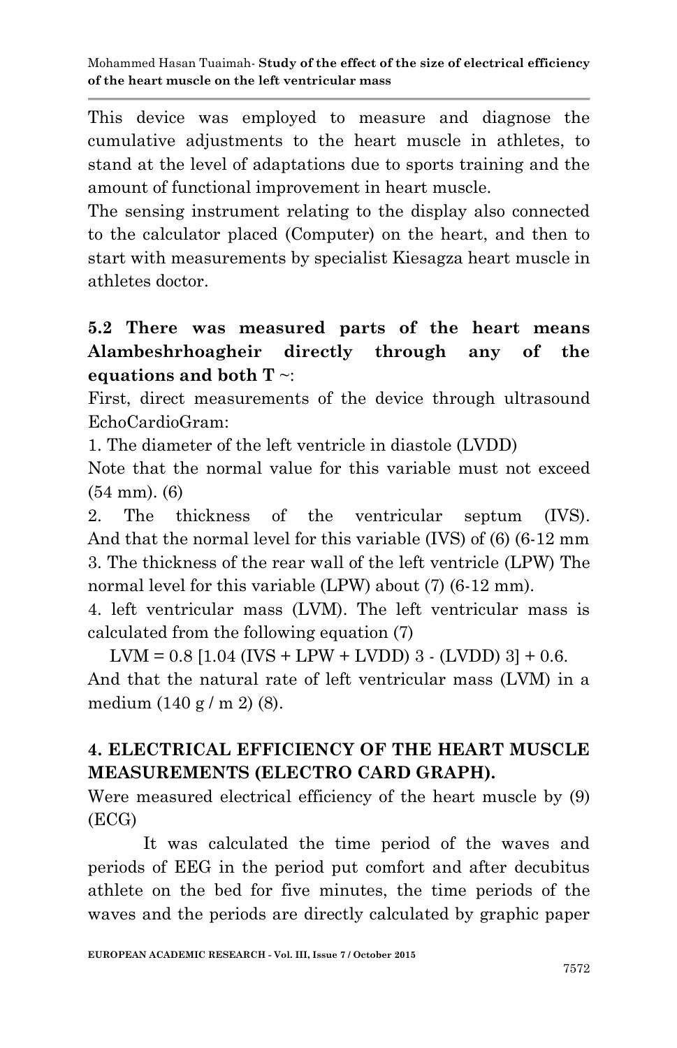This device was employed to measure and diagnose the cumulative adjustments to the heart muscle in athletes, to stand at the level of adaptations due to sports training and the amount of functional improvement in heart muscle.

The sensing instrument relating to the display also connected to the calculator placed (Computer) on the heart, and then to start with measurements by specialist Kiesagza heart muscle in athletes doctor.

## 5.2 There was measured parts of the heart means Alambeshrhoagheir directly through any of the equations and both T ~:

First, direct measurements of the device through ultrasound EchoCardioGram:

1. The diameter of the left ventricle in diastole (LVDD)

Note that the normal value for this variable must not exceed (54 mm). (6)

2. The thickness of the ventricular septum (IVS). And that the normal level for this variable (IVS) of (6) (6-12 mm

3. The thickness of the rear wall of the left ventricle (LPW) The normal level for this variable (LPW) about (7) (6-12 mm).

4. left ventricular mass (LVM). The left ventricular mass is calculated from the following equation (7)

$$LVM = 0.8\,[1.04\,(IVS + LPW + LVDD)^3 - (LVDD)^3] + 0.6.$$

And that the natural rate of left ventricular mass (LVM) in a medium ($140\ g/m^2$) (8).

## 4. ELECTRICAL EFFICIENCY OF THE HEART MUSCLE MEASUREMENTS (ELECTRO CARD GRAPH).

Were measured electrical efficiency of the heart muscle by (9) (ECG)

It was calculated the time period of the waves and periods of EEG in the period put comfort and after decubitus athlete on the bed for five minutes, the time periods of the waves and the periods are directly calculated by graphic paper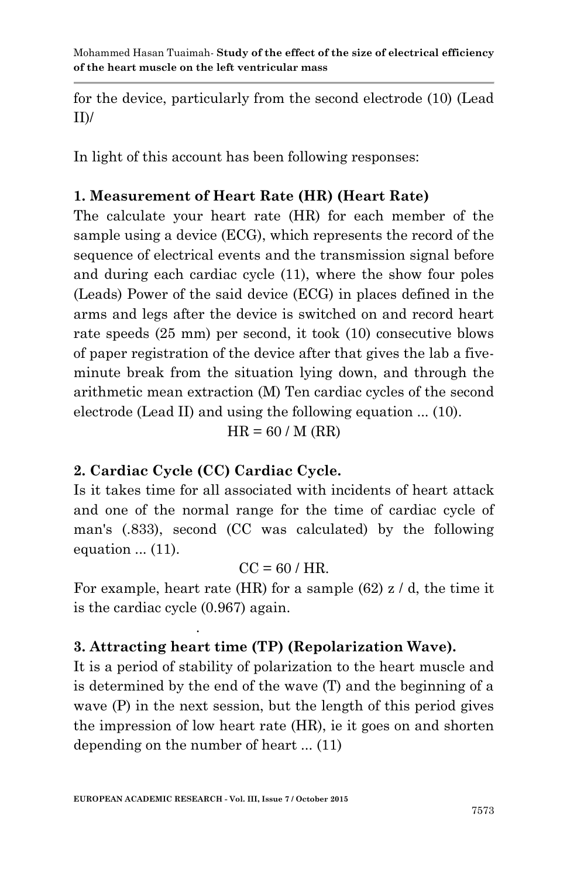for the device, particularly from the second electrode (10) (Lead II)/

In light of this account has been following responses:

**1. Measurement of Heart Rate (HR) (Heart Rate)**

The calculate your heart rate (HR) for each member of the sample using a device (ECG), which represents the record of the sequence of electrical events and the transmission signal before and during each cardiac cycle (11), where the show four poles (Leads) Power of the said device (ECG) in places defined in the arms and legs after the device is switched on and record heart rate speeds (25 mm) per second, it took (10) consecutive blows of paper registration of the device after that gives the lab a five-minute break from the situation lying down, and through the arithmetic mean extraction (M) Ten cardiac cycles of the second electrode (Lead II) and using the following equation ... (10).

$$HR = 60 / M\ (RR)$$

**2. Cardiac Cycle (CC) Cardiac Cycle.**

Is it takes time for all associated with incidents of heart attack and one of the normal range for the time of cardiac cycle of man's (.833), second (CC was calculated) by the following equation ... (11).

$$CC = 60 / HR.$$

For example, heart rate (HR) for a sample (62) z / d, the time it is the cardiac cycle (0.967) again.

**3. Attracting heart time (TP) (Repolarization Wave).**

It is a period of stability of polarization to the heart muscle and is determined by the end of the wave (T) and the beginning of a wave (P) in the next session, but the length of this period gives the impression of low heart rate (HR), ie it goes on and shorten depending on the number of heart ... (11)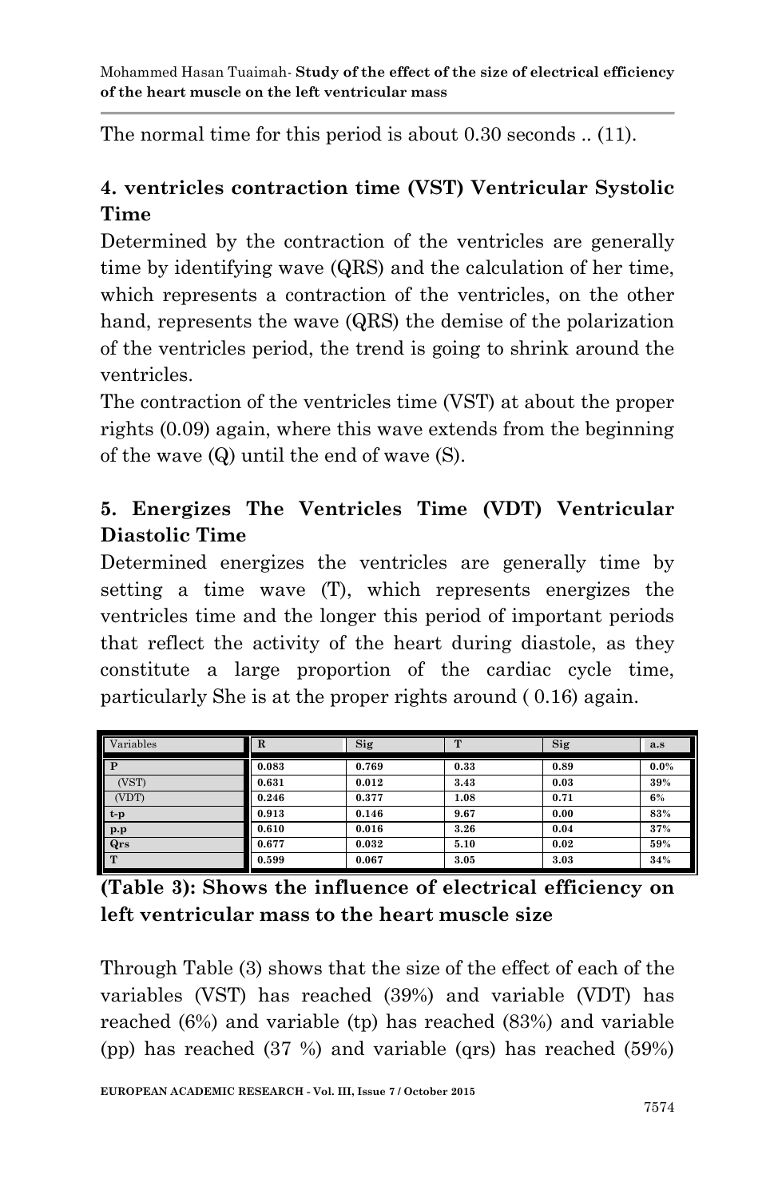The normal time for this period is about 0.30 seconds .. (11).

### 4. ventricles contraction time (VST) Ventricular Systolic Time

Determined by the contraction of the ventricles are generally time by identifying wave (QRS) and the calculation of her time, which represents a contraction of the ventricles, on the other hand, represents the wave (QRS) the demise of the polarization of the ventricles period, the trend is going to shrink around the ventricles.

The contraction of the ventricles time (VST) at about the proper rights (0.09) again, where this wave extends from the beginning of the wave (Q) until the end of wave (S).

### 5. Energizes The Ventricles Time (VDT) Ventricular Diastolic Time

Determined energizes the ventricles are generally time by setting a time wave (T), which represents energizes the ventricles time and the longer this period of important periods that reflect the activity of the heart during diastole, as they constitute a large proportion of the cardiac cycle time, particularly She is at the proper rights around ( 0.16) again.

| Variables | R | Sig | T | Sig | a.s |
|---|---|---|---|---|---|
| P | 0.083 | 0.769 | 0.33 | 0.89 | 0.0% |
| (VST) | 0.631 | 0.012 | 3.43 | 0.03 | 39% |
| (VDT) | 0.246 | 0.377 | 1.08 | 0.71 | 6% |
| t-p | 0.913 | 0.146 | 9.67 | 0.00 | 83% |
| p.p | 0.610 | 0.016 | 3.26 | 0.04 | 37% |
| Qrs | 0.677 | 0.032 | 5.10 | 0.02 | 59% |
| T | 0.599 | 0.067 | 3.05 | 3.03 | 34% |

**(Table 3): Shows the influence of electrical efficiency on left ventricular mass to the heart muscle size**

Through Table (3) shows that the size of the effect of each of the variables (VST) has reached (39%) and variable (VDT) has reached (6%) and variable (tp) has reached (83%) and variable (pp) has reached (37 %) and variable (qrs) has reached (59%)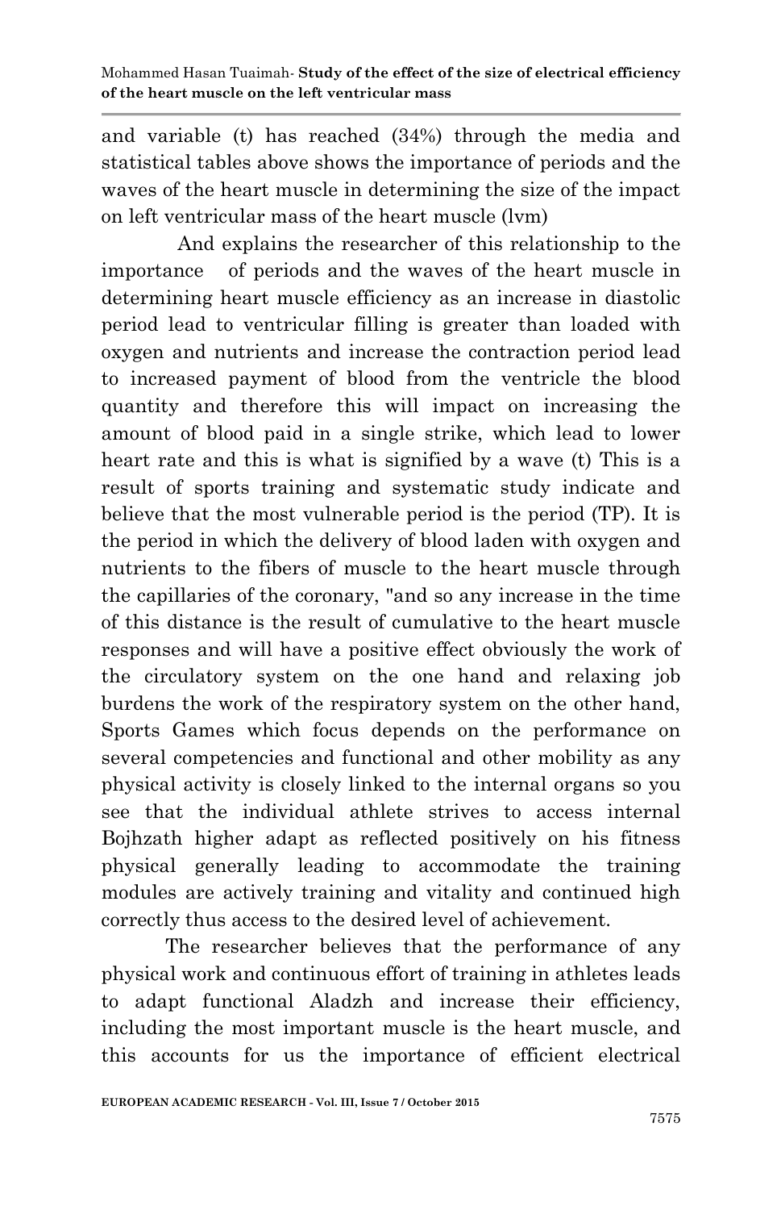and variable (t) has reached (34%) through the media and statistical tables above shows the importance of periods and the waves of the heart muscle in determining the size of the impact on left ventricular mass of the heart muscle (lvm)

And explains the researcher of this relationship to the importance of periods and the waves of the heart muscle in determining heart muscle efficiency as an increase in diastolic period lead to ventricular filling is greater than loaded with oxygen and nutrients and increase the contraction period lead to increased payment of blood from the ventricle the blood quantity and therefore this will impact on increasing the amount of blood paid in a single strike, which lead to lower heart rate and this is what is signified by a wave (t) This is a result of sports training and systematic study indicate and believe that the most vulnerable period is the period (TP). It is the period in which the delivery of blood laden with oxygen and nutrients to the fibers of muscle to the heart muscle through the capillaries of the coronary, "and so any increase in the time of this distance is the result of cumulative to the heart muscle responses and will have a positive effect obviously the work of the circulatory system on the one hand and relaxing job burdens the work of the respiratory system on the other hand, Sports Games which focus depends on the performance on several competencies and functional and other mobility as any physical activity is closely linked to the internal organs so you see that the individual athlete strives to access internal Bojhzath higher adapt as reflected positively on his fitness physical generally leading to accommodate the training modules are actively training and vitality and continued high correctly thus access to the desired level of achievement.

The researcher believes that the performance of any physical work and continuous effort of training in athletes leads to adapt functional Aladzh and increase their efficiency, including the most important muscle is the heart muscle, and this accounts for us the importance of efficient electrical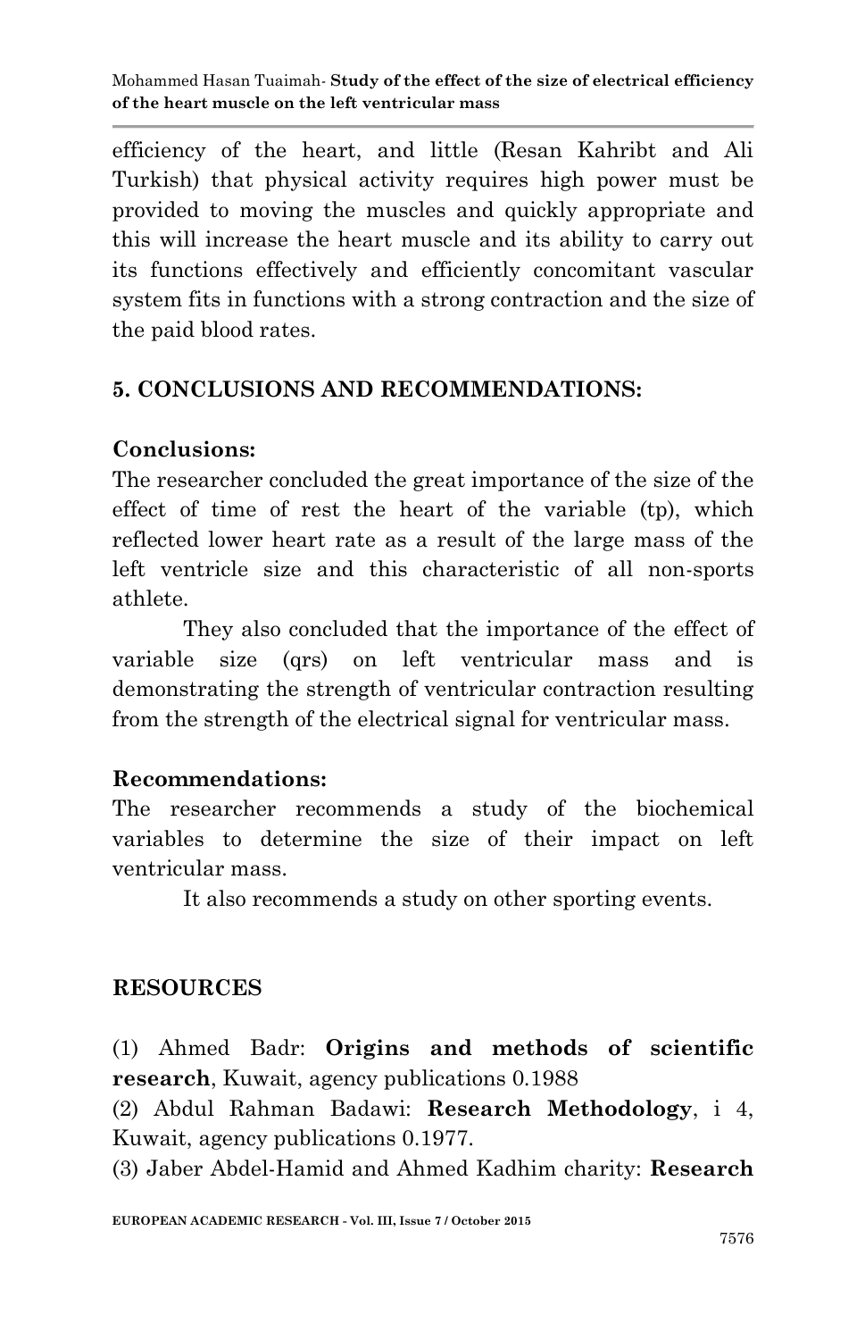efficiency of the heart, and little (Resan Kahribt and Ali Turkish) that physical activity requires high power must be provided to moving the muscles and quickly appropriate and this will increase the heart muscle and its ability to carry out its functions effectively and efficiently concomitant vascular system fits in functions with a strong contraction and the size of the paid blood rates.

## 5. CONCLUSIONS AND RECOMMENDATIONS:

### Conclusions:

The researcher concluded the great importance of the size of the effect of time of rest the heart of the variable (tp), which reflected lower heart rate as a result of the large mass of the left ventricle size and this characteristic of all non-sports athlete.

They also concluded that the importance of the effect of variable size (qrs) on left ventricular mass and is demonstrating the strength of ventricular contraction resulting from the strength of the electrical signal for ventricular mass.

### Recommendations:

The researcher recommends a study of the biochemical variables to determine the size of their impact on left ventricular mass.

It also recommends a study on other sporting events.

## RESOURCES

(1) Ahmed Badr: **Origins and methods of scientific research**, Kuwait, agency publications 0.1988

(2) Abdul Rahman Badawi: **Research Methodology**, i 4, Kuwait, agency publications 0.1977.

(3) Jaber Abdel-Hamid and Ahmed Kadhim charity: **Research**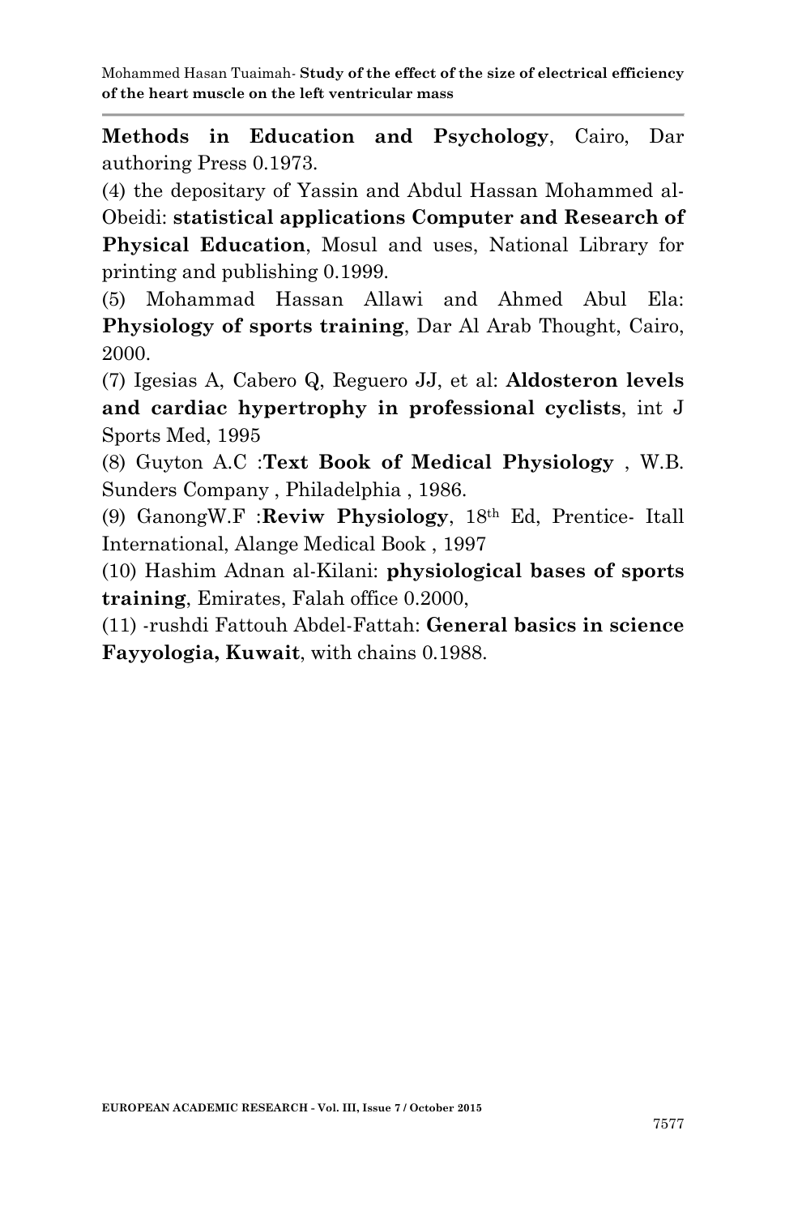**Methods in Education and Psychology**, Cairo, Dar authoring Press 0.1973.

(4) the depositary of Yassin and Abdul Hassan Mohammed al-Obeidi: **statistical applications Computer and Research of Physical Education**, Mosul and uses, National Library for printing and publishing 0.1999.

(5) Mohammad Hassan Allawi and Ahmed Abul Ela: **Physiology of sports training**, Dar Al Arab Thought, Cairo, 2000.

(7) Igesias A, Cabero Q, Reguero JJ, et al: **Aldosteron levels and cardiac hypertrophy in professional cyclists**, int J Sports Med, 1995

(8) Guyton A.C :**Text Book of Medical Physiology** , W.B. Sunders Company , Philadelphia , 1986.

(9) GanongW.F :**Reviw Physiology**, 18th Ed, Prentice- Itall International, Alange Medical Book , 1997

(10) Hashim Adnan al-Kilani: **physiological bases of sports training**, Emirates, Falah office 0.2000,

(11) -rushdi Fattouh Abdel-Fattah: **General basics in science Fayyologia, Kuwait**, with chains 0.1988.